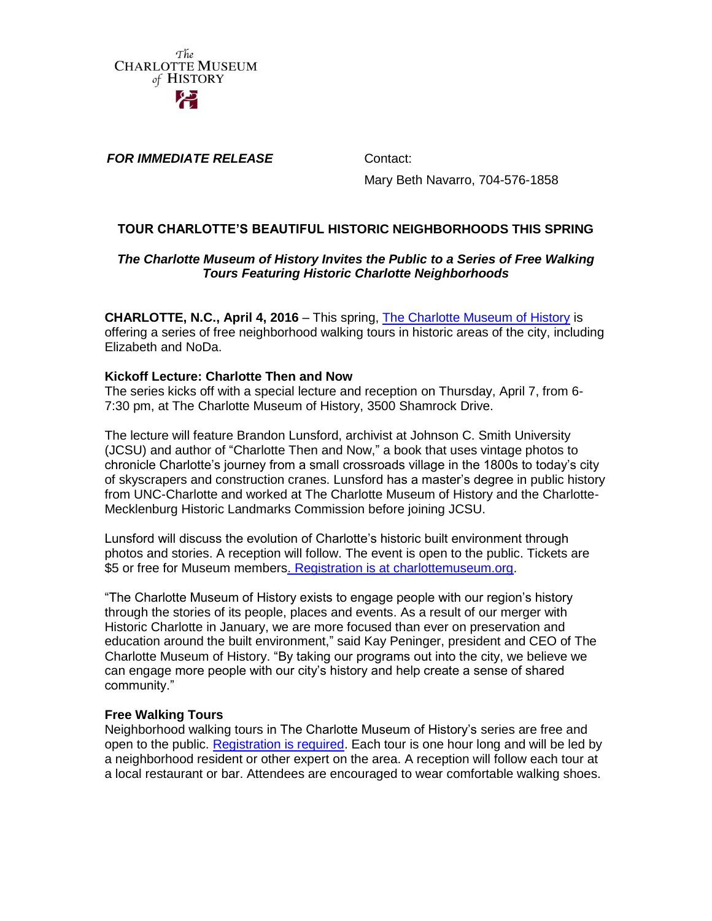The CHARLOTTE MUSEUM of HISTORY

***FOR IMMEDIATE RELEASE***

Contact:
Mary Beth Navarro, 704-576-1858

# TOUR CHARLOTTE'S BEAUTIFUL HISTORIC NEIGHBORHOODS THIS SPRING

***The Charlotte Museum of History Invites the Public to a Series of Free Walking Tours Featuring Historic Charlotte Neighborhoods***

**CHARLOTTE, N.C., April 4, 2016** – This spring, The Charlotte Museum of History is offering a series of free neighborhood walking tours in historic areas of the city, including Elizabeth and NoDa.

**Kickoff Lecture: Charlotte Then and Now**

The series kicks off with a special lecture and reception on Thursday, April 7, from 6-7:30 pm, at The Charlotte Museum of History, 3500 Shamrock Drive.

The lecture will feature Brandon Lunsford, archivist at Johnson C. Smith University (JCSU) and author of "Charlotte Then and Now," a book that uses vintage photos to chronicle Charlotte's journey from a small crossroads village in the 1800s to today's city of skyscrapers and construction cranes. Lunsford has a master's degree in public history from UNC-Charlotte and worked at The Charlotte Museum of History and the Charlotte-Mecklenburg Historic Landmarks Commission before joining JCSU.

Lunsford will discuss the evolution of Charlotte's historic built environment through photos and stories. A reception will follow. The event is open to the public. Tickets are $5 or free for Museum members. Registration is at charlottemuseum.org.

"The Charlotte Museum of History exists to engage people with our region's history through the stories of its people, places and events. As a result of our merger with Historic Charlotte in January, we are more focused than ever on preservation and education around the built environment," said Kay Peninger, president and CEO of The Charlotte Museum of History. "By taking our programs out into the city, we believe we can engage more people with our city's history and help create a sense of shared community."

**Free Walking Tours**

Neighborhood walking tours in The Charlotte Museum of History's series are free and open to the public. Registration is required. Each tour is one hour long and will be led by a neighborhood resident or other expert on the area. A reception will follow each tour at a local restaurant or bar. Attendees are encouraged to wear comfortable walking shoes.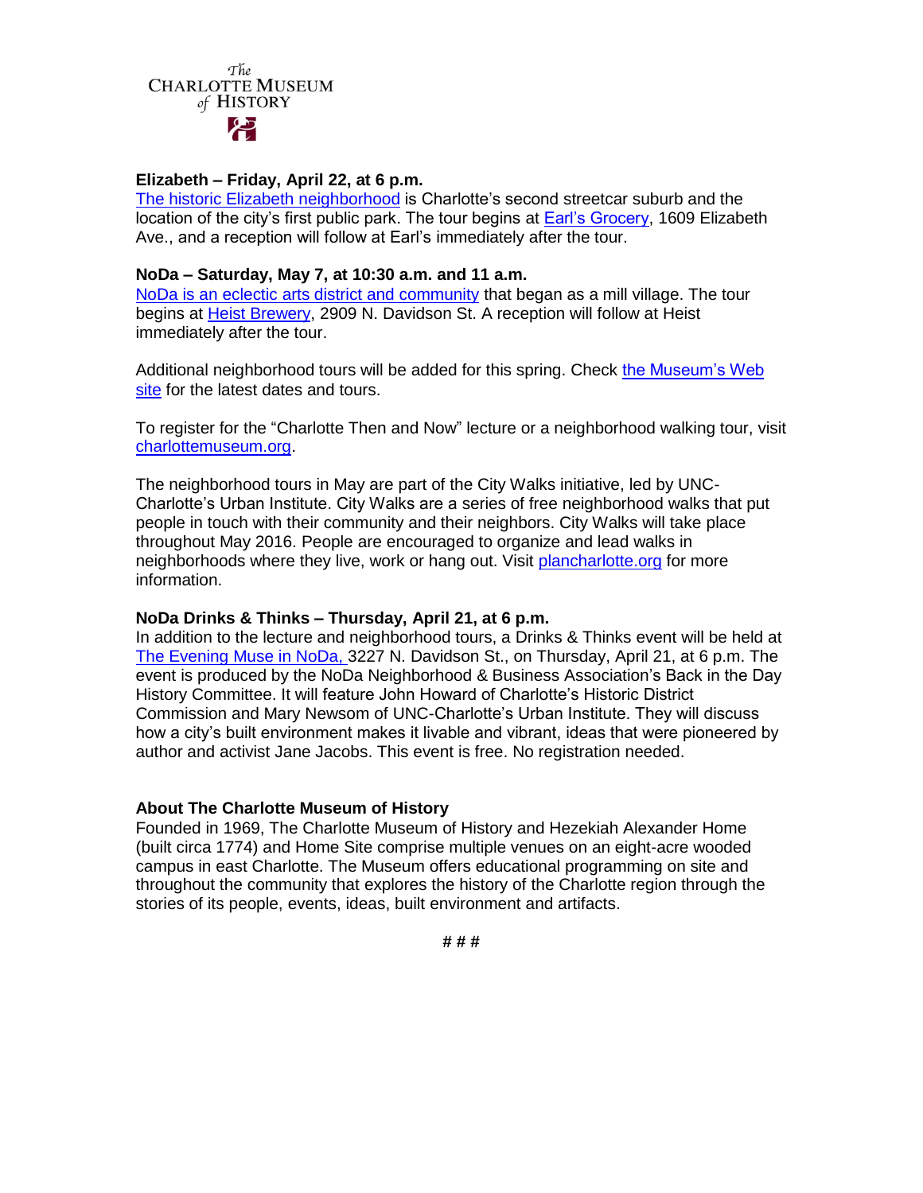The Charlotte Museum of History

**Elizabeth – Friday, April 22, at 6 p.m.**
The historic Elizabeth neighborhood is Charlotte's second streetcar suburb and the location of the city's first public park. The tour begins at Earl's Grocery, 1609 Elizabeth Ave., and a reception will follow at Earl's immediately after the tour.

**NoDa – Saturday, May 7, at 10:30 a.m. and 11 a.m.**
NoDa is an eclectic arts district and community that began as a mill village. The tour begins at Heist Brewery, 2909 N. Davidson St. A reception will follow at Heist immediately after the tour.

Additional neighborhood tours will be added for this spring. Check the Museum's Web site for the latest dates and tours.

To register for the "Charlotte Then and Now" lecture or a neighborhood walking tour, visit charlottemuseum.org.

The neighborhood tours in May are part of the City Walks initiative, led by UNC-Charlotte's Urban Institute. City Walks are a series of free neighborhood walks that put people in touch with their community and their neighbors. City Walks will take place throughout May 2016. People are encouraged to organize and lead walks in neighborhoods where they live, work or hang out. Visit plancharlotte.org for more information.

**NoDa Drinks & Thinks – Thursday, April 21, at 6 p.m.**
In addition to the lecture and neighborhood tours, a Drinks & Thinks event will be held at The Evening Muse in NoDa, 3227 N. Davidson St., on Thursday, April 21, at 6 p.m. The event is produced by the NoDa Neighborhood & Business Association's Back in the Day History Committee. It will feature John Howard of Charlotte's Historic District Commission and Mary Newsom of UNC-Charlotte's Urban Institute. They will discuss how a city's built environment makes it livable and vibrant, ideas that were pioneered by author and activist Jane Jacobs. This event is free. No registration needed.

**About The Charlotte Museum of History**
Founded in 1969, The Charlotte Museum of History and Hezekiah Alexander Home (built circa 1774) and Home Site comprise multiple venues on an eight-acre wooded campus in east Charlotte. The Museum offers educational programming on site and throughout the community that explores the history of the Charlotte region through the stories of its people, events, ideas, built environment and artifacts.

# # #